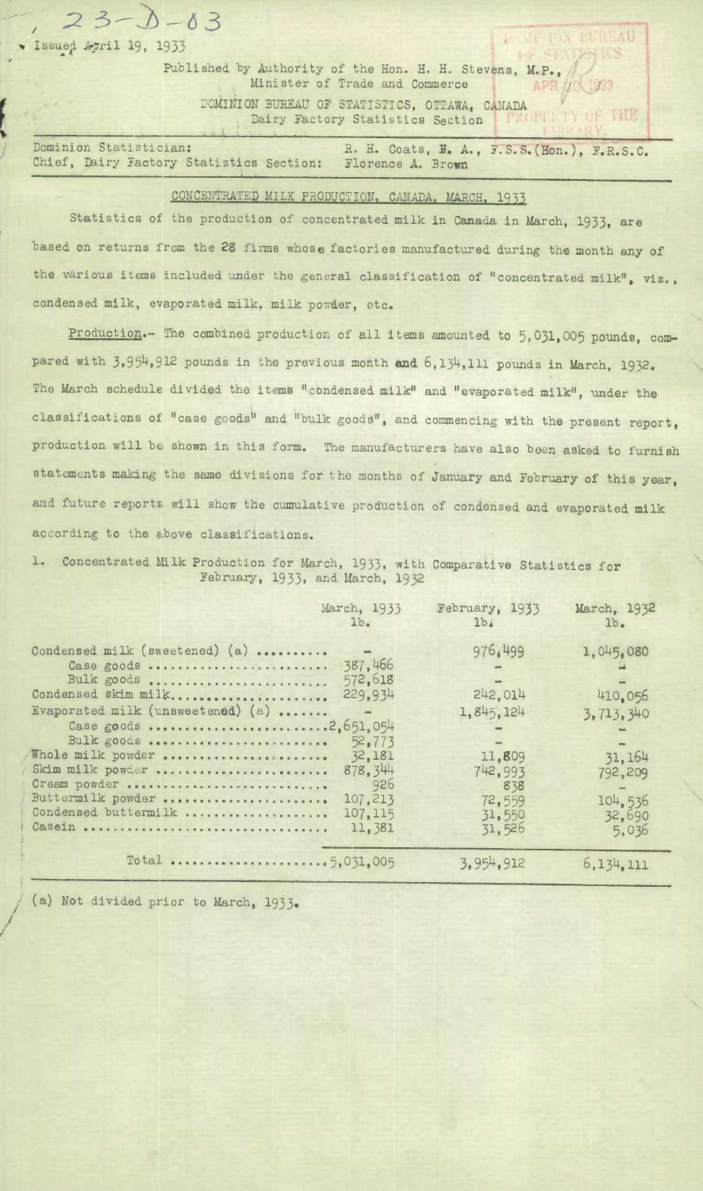23-D-03

Issued April 19, 1933

Published by Authority of the Hon. H. H. Stevens, M.P., Minister of Trade and Commerce

DOMINION BUREAU OF STATISTICS, OTTAWA, CANADA

Dairy Factory Statistics Section

Dominion Statistician: R. H. Coats, B. A., F.S.S.(Hon.), F.R.S.C.

Chief, Dairy Factory Statistics Section: Florence A. Brown

## CONCENTRATED MILK PRODUCTION, CANADA, MARCH, 1933

Statistics of the production of concentrated milk in Canada in March, 1933, are based on returns from the 28 firms whose factories manufactured during the month any of the various items included under the general classification of "concentrated milk", viz., condensed milk, evaporated milk, milk powder, etc.

Production.- The combined production of all items amounted to 5,031,005 pounds, compared with 3,954,912 pounds in the previous month and 6,134,111 pounds in March, 1932. The March schedule divided the items "condensed milk" and "evaporated milk", under the classifications of "case goods" and "bulk goods", and commencing with the present report, production will be shown in this form. The manufacturers have also been asked to furnish statements making the same divisions for the months of January and February of this year, and future reports will show the cumulative production of condensed and evaporated milk according to the above classifications.

1. Concentrated Milk Production for March, 1933, with Comparative Statistics for February, 1933, and March, 1932

| | March, 1933 lb. | February, 1933 lb. | March, 1932 lb. |
|---|---|---|---|
| Condensed milk (sweetened) (a) | - | 976,499 | 1,045,080 |
| Case goods | 387,466 | - | - |
| Bulk goods | 572,618 | - | - |
| Condensed skim milk | 229,934 | 242,014 | 410,056 |
| Evaporated milk (unsweetened) (a) | - | 1,845,124 | 3,713,340 |
| Case goods | 2,651,054 | - | - |
| Bulk goods | 52,773 | - | - |
| Whole milk powder | 32,181 | 11,809 | 31,164 |
| Skim milk powder | 878,344 | 742,993 | 792,209 |
| Cream powder | 926 | 838 | - |
| Buttermilk powder | 107,213 | 72,559 | 104,536 |
| Condensed buttermilk | 107,115 | 31,550 | 32,690 |
| Casein | 11,381 | 31,526 | 5,036 |
| Total | 5,031,005 | 3,954,912 | 6,134,111 |

(a) Not divided prior to March, 1933.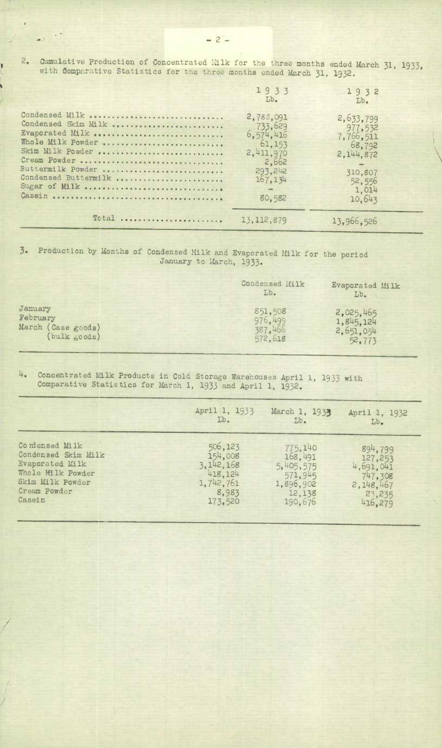2. Cumulative Production of Concentrated Milk for the three months ended March 31, 1933, with Comparative Statistics for the three months ended March 31, 1932.

| | 1933 Lb. | 1932 Lb. |
|---|---|---|
| Condensed Milk | 2,788,091 | 2,633,799 |
| Condensed Skim Milk | 733,629 | 977,532 |
| Evaporated Milk | 6,574,416 | 7,766,511 |
| Whole Milk Powder | 61,153 | 68,792 |
| Skim Milk Powder | 2,411,970 | 2,144,872 |
| Cream Powder | 2,662 | - |
| Buttermilk Powder | 293,242 | 310,807 |
| Condensed Buttermilk | 167,134 | 52,556 |
| Sugar of Milk | - | 1,014 |
| Casein | 80,582 | 10,643 |
| Total | 13,112,879 | 13,966,526 |

3. Production by Months of Condensed Milk and Evaporated Milk for the period January to March, 1933.

| | Condensed Milk Lb. | Evaporated Milk Lb. |
|---|---|---|
| January | 851,508 | 2,025,465 |
| February | 976,499 | 1,845,124 |
| March (Case goods) | 387,466 | 2,651,054 |
| (bulk goods) | 572,618 | 52,773 |

4. Concentrated Milk Products in Cold Storage Warehouses April 1, 1933 with Comparative Statistics for March 1, 1933 and April 1, 1932.

| | April 1, 1933 Lb. | March 1, 1933 Lb. | April 1, 1932 Lb. |
|---|---|---|---|
| Condensed Milk | 506,123 | 775,140 | 894,799 |
| Condensed Skim Milk | 154,008 | 168,491 | 127,253 |
| Evaporated Milk | 3,142,168 | 5,405,575 | 4,691,041 |
| Whole Milk Powder | 418,124 | 571,945 | 747,308 |
| Skim Milk Powder | 1,742,761 | 1,896,902 | 2,148,467 |
| Cream Powder | 8,983 | 12,138 | 23,235 |
| Casein | 173,520 | 190,676 | 416,279 |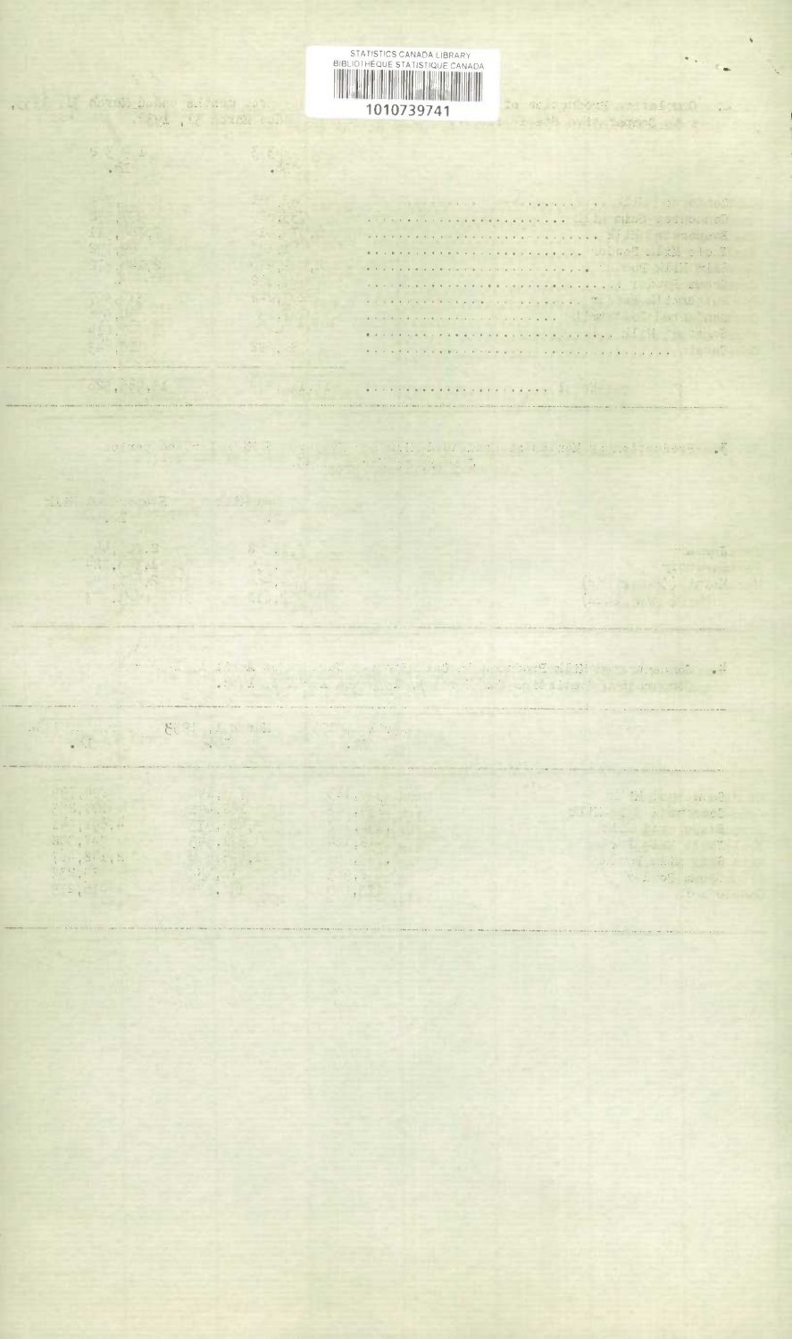STATISTICS CANADA LIBRARY
BIBLIOTHÈQUE STATISTIQUE CANADA

1010739741